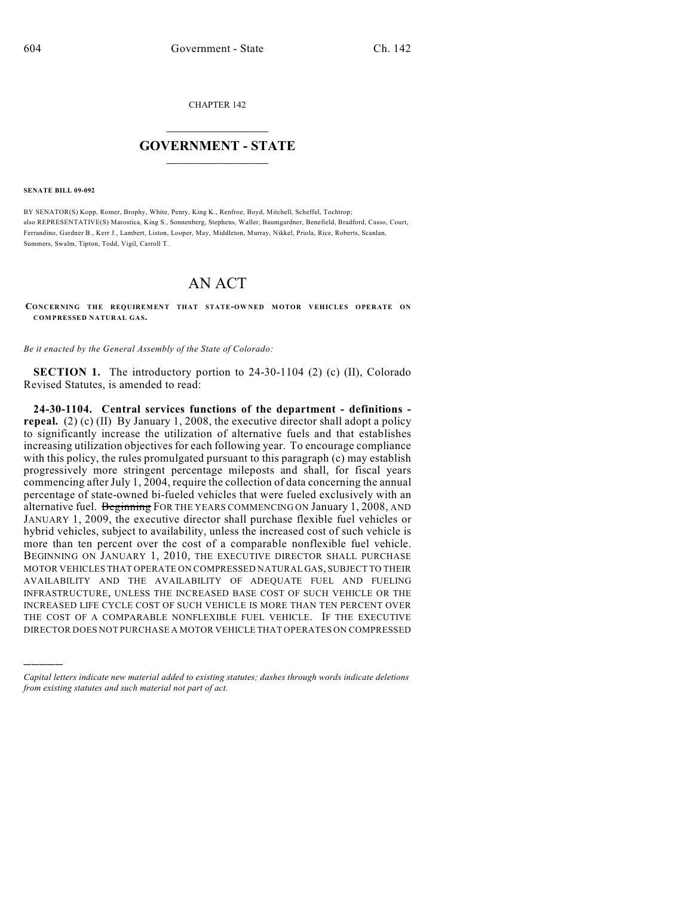CHAPTER 142

# GOVERNMENT - STATE

**SENATE BILL 09-092**

BY SENATOR(S) Kopp, Romer, Brophy, White, Penry, King K., Renfroe, Boyd, Mitchell, Scheffel, Tochtrop;
also REPRESENTATIVE(S) Marostica, King S., Sonnenberg, Stephens, Waller, Baumgardner, Benefield, Bradford, Casso, Court, Ferrandino, Gardner B., Kerr J., Lambert, Liston, Looper, May, Middleton, Murray, Nikkel, Priola, Rice, Roberts, Scanlan, Summers, Swalm, Tipton, Todd, Vigil, Carroll T.

# AN ACT

CONCERNING THE REQUIREMENT THAT STATE-OWNED MOTOR VEHICLES OPERATE ON COMPRESSED NATURAL GAS.

*Be it enacted by the General Assembly of the State of Colorado:*

**SECTION 1.** The introductory portion to 24-30-1104 (2) (c) (II), Colorado Revised Statutes, is amended to read:

**24-30-1104. Central services functions of the department - definitions - repeal.** (2) (c) (II) By January 1, 2008, the executive director shall adopt a policy to significantly increase the utilization of alternative fuels and that establishes increasing utilization objectives for each following year. To encourage compliance with this policy, the rules promulgated pursuant to this paragraph (c) may establish progressively more stringent percentage mileposts and shall, for fiscal years commencing after July 1, 2004, require the collection of data concerning the annual percentage of state-owned bi-fueled vehicles that were fueled exclusively with an alternative fuel. ~~Beginning~~ FOR THE YEARS COMMENCING ON January 1, 2008, AND JANUARY 1, 2009, the executive director shall purchase flexible fuel vehicles or hybrid vehicles, subject to availability, unless the increased cost of such vehicle is more than ten percent over the cost of a comparable nonflexible fuel vehicle. BEGINNING ON JANUARY 1, 2010, THE EXECUTIVE DIRECTOR SHALL PURCHASE MOTOR VEHICLES THAT OPERATE ON COMPRESSED NATURAL GAS, SUBJECT TO THEIR AVAILABILITY AND THE AVAILABILITY OF ADEQUATE FUEL AND FUELING INFRASTRUCTURE, UNLESS THE INCREASED BASE COST OF SUCH VEHICLE OR THE INCREASED LIFE CYCLE COST OF SUCH VEHICLE IS MORE THAN TEN PERCENT OVER THE COST OF A COMPARABLE NONFLEXIBLE FUEL VEHICLE. IF THE EXECUTIVE DIRECTOR DOES NOT PURCHASE A MOTOR VEHICLE THAT OPERATES ON COMPRESSED

---

*Capital letters indicate new material added to existing statutes; dashes through words indicate deletions from existing statutes and such material not part of act.*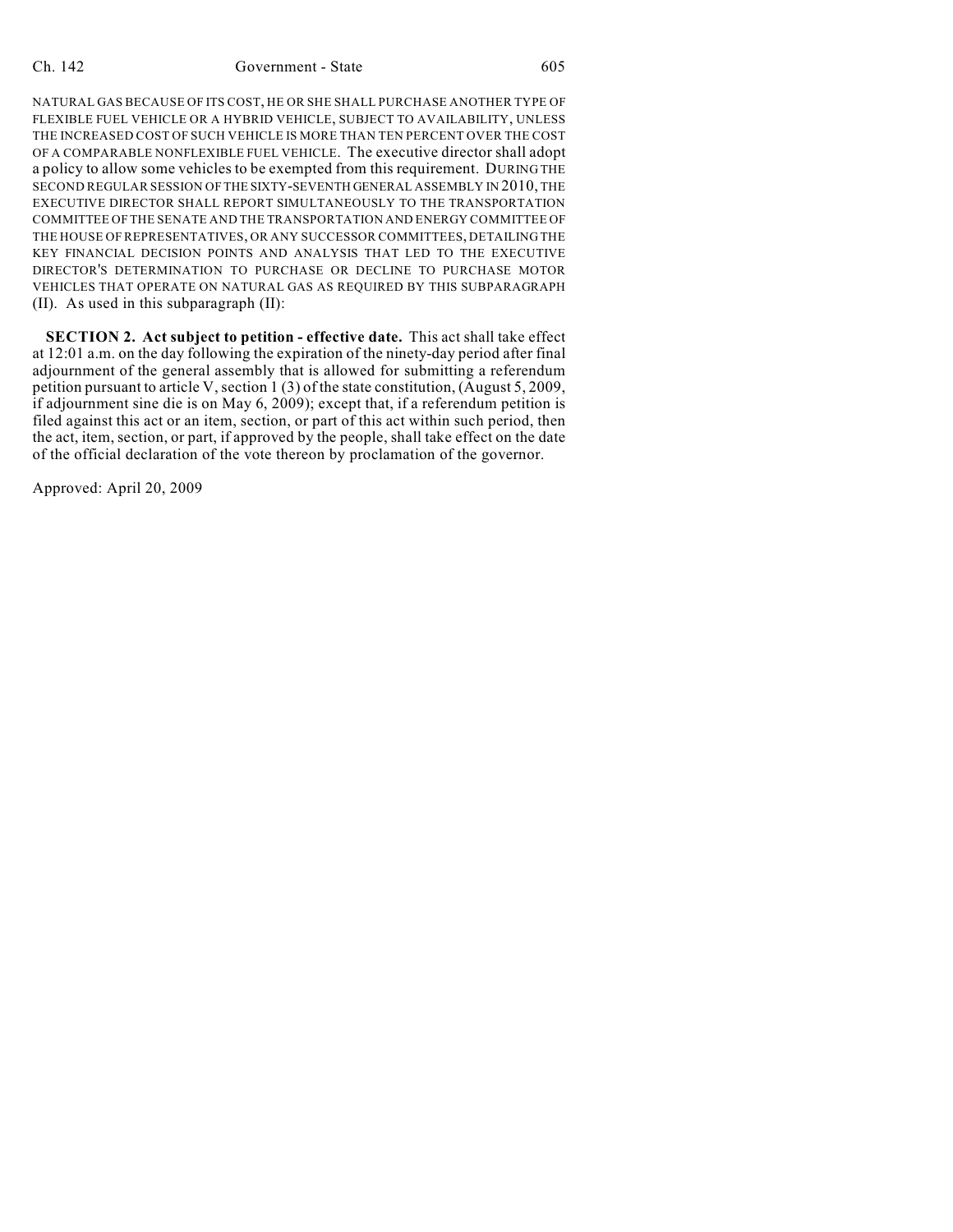NATURAL GAS BECAUSE OF ITS COST, HE OR SHE SHALL PURCHASE ANOTHER TYPE OF FLEXIBLE FUEL VEHICLE OR A HYBRID VEHICLE, SUBJECT TO AVAILABILITY, UNLESS THE INCREASED COST OF SUCH VEHICLE IS MORE THAN TEN PERCENT OVER THE COST OF A COMPARABLE NONFLEXIBLE FUEL VEHICLE. The executive director shall adopt a policy to allow some vehicles to be exempted from this requirement. DURING THE SECOND REGULAR SESSION OF THE SIXTY-SEVENTH GENERAL ASSEMBLY IN 2010, THE EXECUTIVE DIRECTOR SHALL REPORT SIMULTANEOUSLY TO THE TRANSPORTATION COMMITTEE OF THE SENATE AND THE TRANSPORTATION AND ENERGY COMMITTEE OF THE HOUSE OF REPRESENTATIVES, OR ANY SUCCESSOR COMMITTEES, DETAILING THE KEY FINANCIAL DECISION POINTS AND ANALYSIS THAT LED TO THE EXECUTIVE DIRECTOR'S DETERMINATION TO PURCHASE OR DECLINE TO PURCHASE MOTOR VEHICLES THAT OPERATE ON NATURAL GAS AS REQUIRED BY THIS SUBPARAGRAPH (II). As used in this subparagraph (II):

**SECTION 2. Act subject to petition - effective date.** This act shall take effect at 12:01 a.m. on the day following the expiration of the ninety-day period after final adjournment of the general assembly that is allowed for submitting a referendum petition pursuant to article V, section 1 (3) of the state constitution, (August 5, 2009, if adjournment sine die is on May 6, 2009); except that, if a referendum petition is filed against this act or an item, section, or part of this act within such period, then the act, item, section, or part, if approved by the people, shall take effect on the date of the official declaration of the vote thereon by proclamation of the governor.

Approved: April 20, 2009